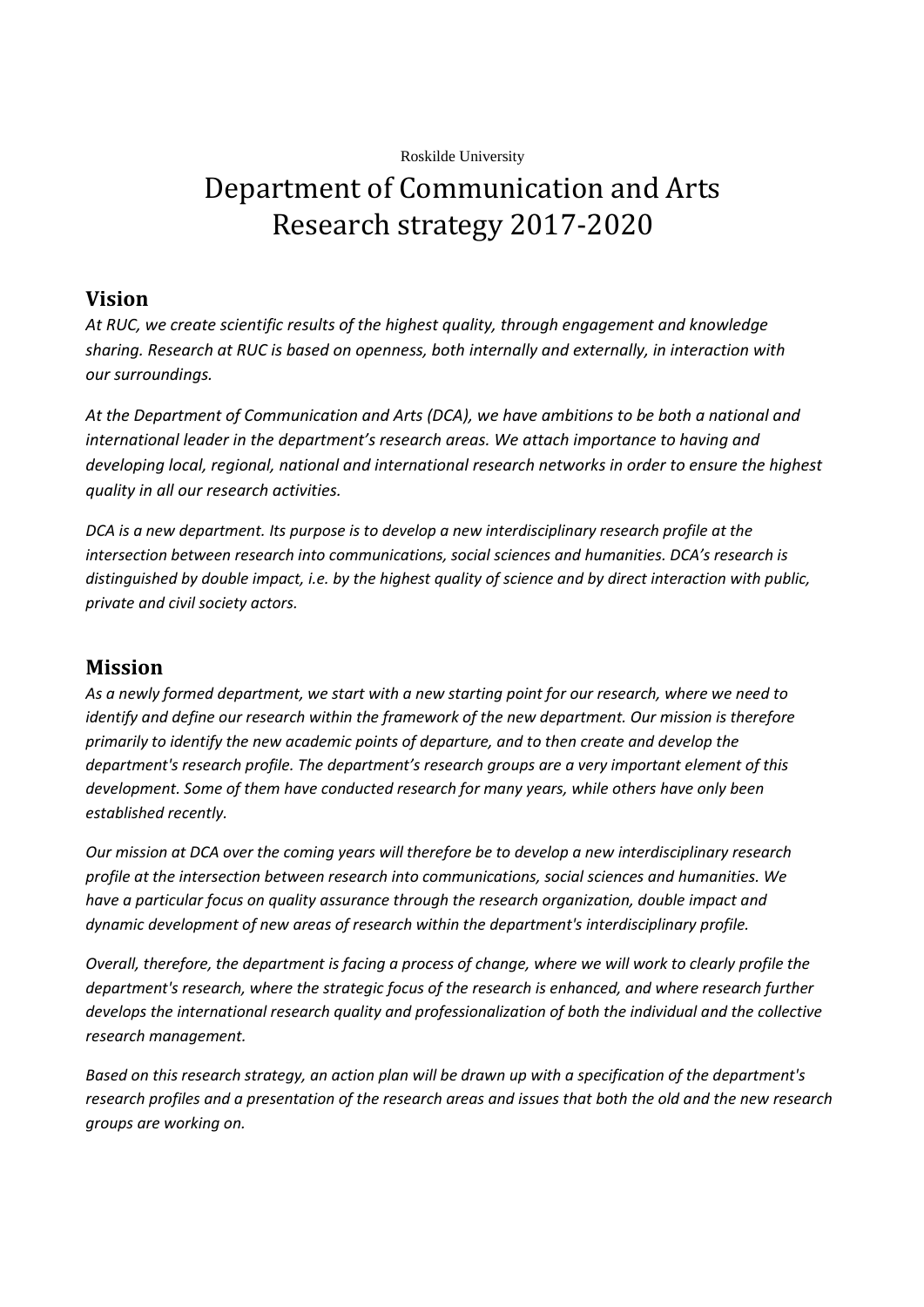Roskilde University

# Department of Communication and Arts
# Research strategy 2017-2020

## Vision

*At RUC, we create scientific results of the highest quality, through engagement and knowledge sharing. Research at RUC is based on openness, both internally and externally, in interaction with our surroundings.*

*At the Department of Communication and Arts (DCA), we have ambitions to be both a national and international leader in the department's research areas. We attach importance to having and developing local, regional, national and international research networks in order to ensure the highest quality in all our research activities.*

*DCA is a new department. Its purpose is to develop a new interdisciplinary research profile at the intersection between research into communications, social sciences and humanities. DCA's research is distinguished by double impact, i.e. by the highest quality of science and by direct interaction with public, private and civil society actors.*

## Mission

*As a newly formed department, we start with a new starting point for our research, where we need to identify and define our research within the framework of the new department. Our mission is therefore primarily to identify the new academic points of departure, and to then create and develop the department's research profile. The department's research groups are a very important element of this development. Some of them have conducted research for many years, while others have only been established recently.*

*Our mission at DCA over the coming years will therefore be to develop a new interdisciplinary research profile at the intersection between research into communications, social sciences and humanities. We have a particular focus on quality assurance through the research organization, double impact and dynamic development of new areas of research within the department's interdisciplinary profile.*

*Overall, therefore, the department is facing a process of change, where we will work to clearly profile the department's research, where the strategic focus of the research is enhanced, and where research further develops the international research quality and professionalization of both the individual and the collective research management.*

*Based on this research strategy, an action plan will be drawn up with a specification of the department's research profiles and a presentation of the research areas and issues that both the old and the new research groups are working on.*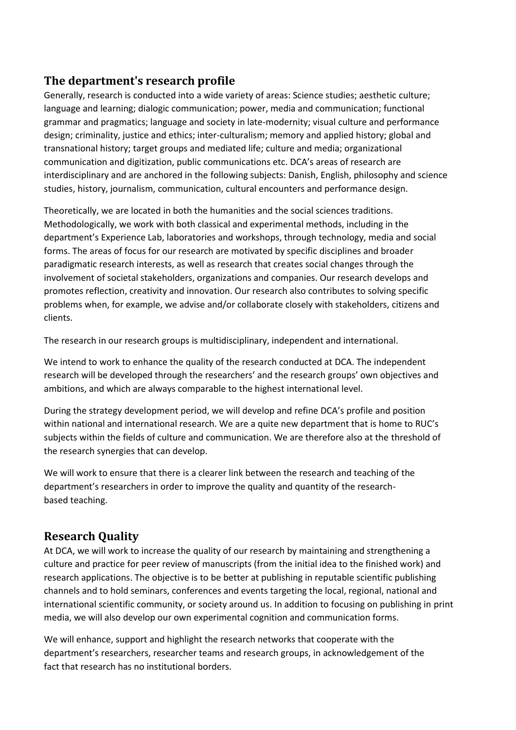## The department's research profile

Generally, research is conducted into a wide variety of areas: Science studies; aesthetic culture; language and learning; dialogic communication; power, media and communication; functional grammar and pragmatics; language and society in late-modernity; visual culture and performance design; criminality, justice and ethics; inter-culturalism; memory and applied history; global and transnational history; target groups and mediated life; culture and media; organizational communication and digitization, public communications etc. DCA's areas of research are interdisciplinary and are anchored in the following subjects: Danish, English, philosophy and science studies, history, journalism, communication, cultural encounters and performance design.

Theoretically, we are located in both the humanities and the social sciences traditions. Methodologically, we work with both classical and experimental methods, including in the department's Experience Lab, laboratories and workshops, through technology, media and social forms. The areas of focus for our research are motivated by specific disciplines and broader paradigmatic research interests, as well as research that creates social changes through the involvement of societal stakeholders, organizations and companies. Our research develops and promotes reflection, creativity and innovation. Our research also contributes to solving specific problems when, for example, we advise and/or collaborate closely with stakeholders, citizens and clients.

The research in our research groups is multidisciplinary, independent and international.

We intend to work to enhance the quality of the research conducted at DCA. The independent research will be developed through the researchers' and the research groups' own objectives and ambitions, and which are always comparable to the highest international level.

During the strategy development period, we will develop and refine DCA's profile and position within national and international research. We are a quite new department that is home to RUC's subjects within the fields of culture and communication. We are therefore also at the threshold of the research synergies that can develop.

We will work to ensure that there is a clearer link between the research and teaching of the department's researchers in order to improve the quality and quantity of the research-based teaching.

## Research Quality

At DCA, we will work to increase the quality of our research by maintaining and strengthening a culture and practice for peer review of manuscripts (from the initial idea to the finished work) and research applications. The objective is to be better at publishing in reputable scientific publishing channels and to hold seminars, conferences and events targeting the local, regional, national and international scientific community, or society around us. In addition to focusing on publishing in print media, we will also develop our own experimental cognition and communication forms.

We will enhance, support and highlight the research networks that cooperate with the department's researchers, researcher teams and research groups, in acknowledgement of the fact that research has no institutional borders.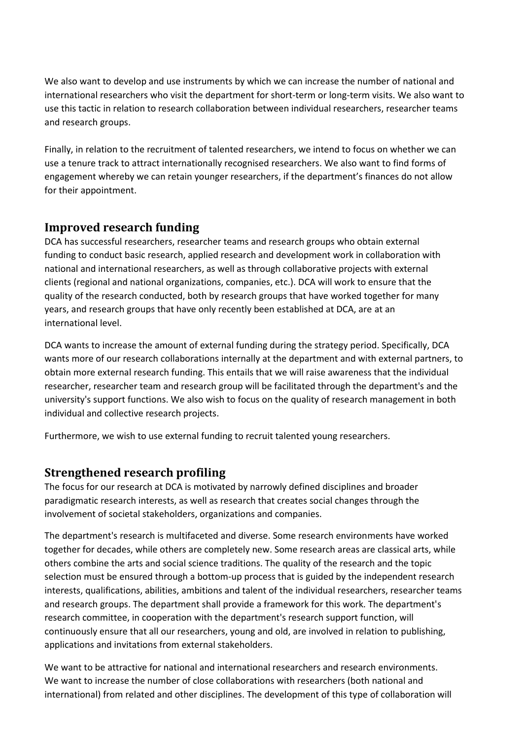We also want to develop and use instruments by which we can increase the number of national and international researchers who visit the department for short-term or long-term visits. We also want to use this tactic in relation to research collaboration between individual researchers, researcher teams and research groups.

Finally, in relation to the recruitment of talented researchers, we intend to focus on whether we can use a tenure track to attract internationally recognised researchers. We also want to find forms of engagement whereby we can retain younger researchers, if the department's finances do not allow for their appointment.

## Improved research funding

DCA has successful researchers, researcher teams and research groups who obtain external funding to conduct basic research, applied research and development work in collaboration with national and international researchers, as well as through collaborative projects with external clients (regional and national organizations, companies, etc.). DCA will work to ensure that the quality of the research conducted, both by research groups that have worked together for many years, and research groups that have only recently been established at DCA, are at an international level.

DCA wants to increase the amount of external funding during the strategy period. Specifically, DCA wants more of our research collaborations internally at the department and with external partners, to obtain more external research funding. This entails that we will raise awareness that the individual researcher, researcher team and research group will be facilitated through the department's and the university's support functions. We also wish to focus on the quality of research management in both individual and collective research projects.

Furthermore, we wish to use external funding to recruit talented young researchers.

## Strengthened research profiling

The focus for our research at DCA is motivated by narrowly defined disciplines and broader paradigmatic research interests, as well as research that creates social changes through the involvement of societal stakeholders, organizations and companies.

The department's research is multifaceted and diverse. Some research environments have worked together for decades, while others are completely new. Some research areas are classical arts, while others combine the arts and social science traditions. The quality of the research and the topic selection must be ensured through a bottom-up process that is guided by the independent research interests, qualifications, abilities, ambitions and talent of the individual researchers, researcher teams and research groups. The department shall provide a framework for this work. The department's research committee, in cooperation with the department's research support function, will continuously ensure that all our researchers, young and old, are involved in relation to publishing, applications and invitations from external stakeholders.

We want to be attractive for national and international researchers and research environments. We want to increase the number of close collaborations with researchers (both national and international) from related and other disciplines. The development of this type of collaboration will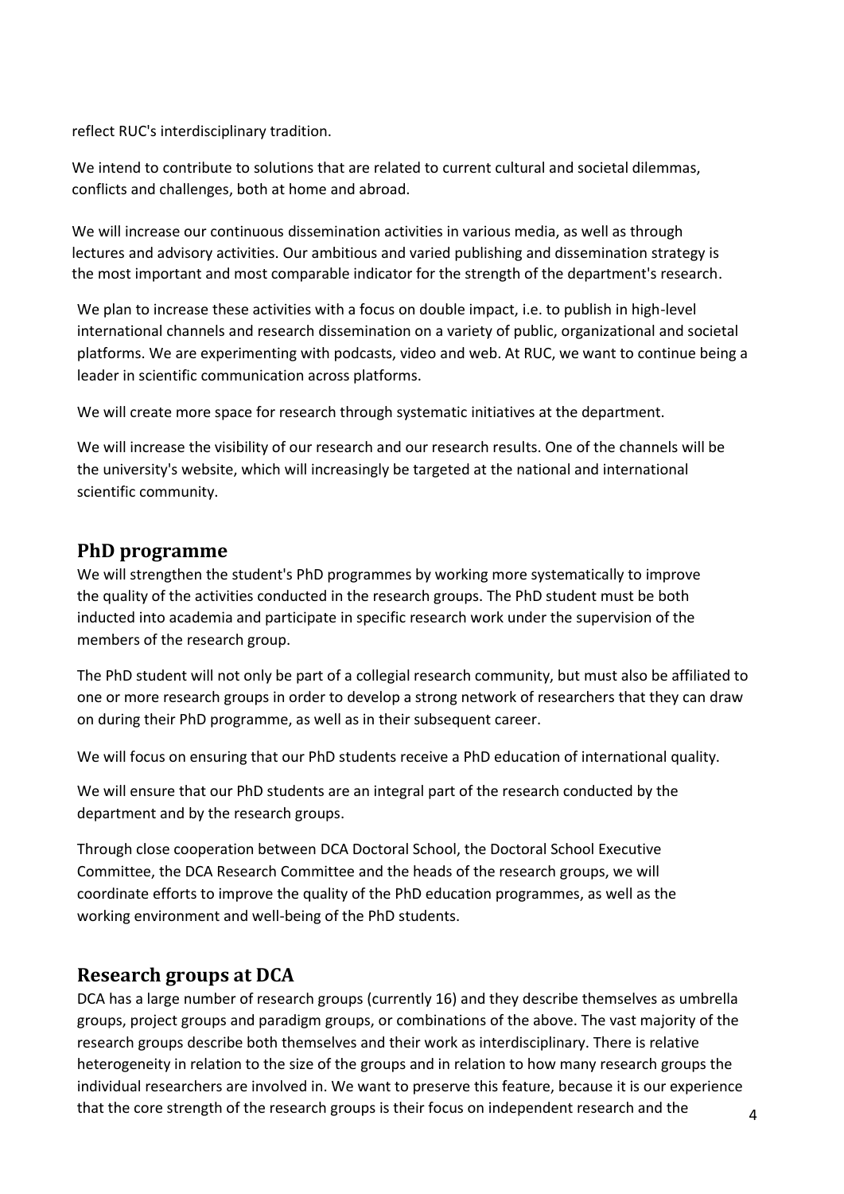reflect RUC's interdisciplinary tradition.

We intend to contribute to solutions that are related to current cultural and societal dilemmas, conflicts and challenges, both at home and abroad.

We will increase our continuous dissemination activities in various media, as well as through lectures and advisory activities. Our ambitious and varied publishing and dissemination strategy is the most important and most comparable indicator for the strength of the department's research.

We plan to increase these activities with a focus on double impact, i.e. to publish in high-level international channels and research dissemination on a variety of public, organizational and societal platforms. We are experimenting with podcasts, video and web. At RUC, we want to continue being a leader in scientific communication across platforms.

We will create more space for research through systematic initiatives at the department.

We will increase the visibility of our research and our research results. One of the channels will be the university's website, which will increasingly be targeted at the national and international scientific community.

## PhD programme

We will strengthen the student's PhD programmes by working more systematically to improve the quality of the activities conducted in the research groups. The PhD student must be both inducted into academia and participate in specific research work under the supervision of the members of the research group.

The PhD student will not only be part of a collegial research community, but must also be affiliated to one or more research groups in order to develop a strong network of researchers that they can draw on during their PhD programme, as well as in their subsequent career.

We will focus on ensuring that our PhD students receive a PhD education of international quality.

We will ensure that our PhD students are an integral part of the research conducted by the department and by the research groups.

Through close cooperation between DCA Doctoral School, the Doctoral School Executive Committee, the DCA Research Committee and the heads of the research groups, we will coordinate efforts to improve the quality of the PhD education programmes, as well as the working environment and well-being of the PhD students.

## Research groups at DCA

DCA has a large number of research groups (currently 16) and they describe themselves as umbrella groups, project groups and paradigm groups, or combinations of the above. The vast majority of the research groups describe both themselves and their work as interdisciplinary. There is relative heterogeneity in relation to the size of the groups and in relation to how many research groups the individual researchers are involved in. We want to preserve this feature, because it is our experience that the core strength of the research groups is their focus on independent research and the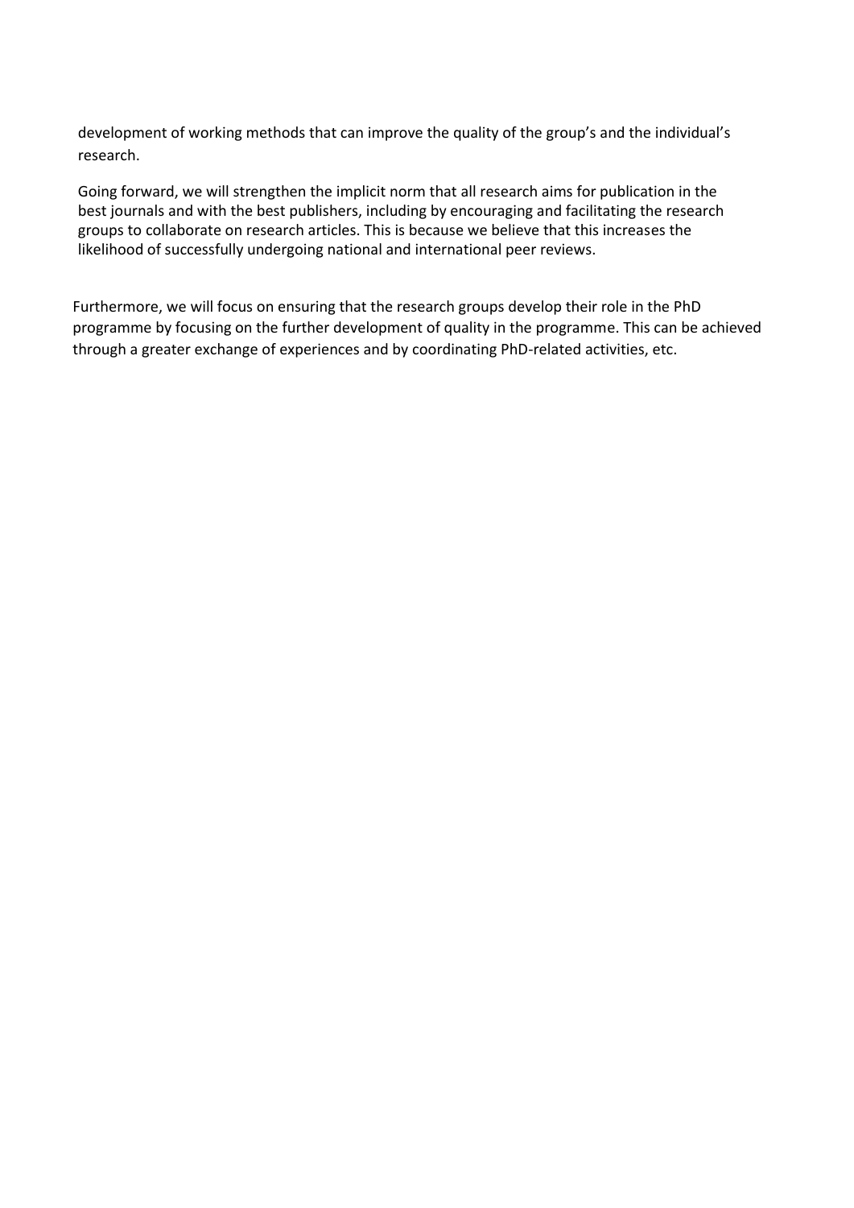development of working methods that can improve the quality of the group's and the individual's research.

Going forward, we will strengthen the implicit norm that all research aims for publication in the best journals and with the best publishers, including by encouraging and facilitating the research groups to collaborate on research articles. This is because we believe that this increases the likelihood of successfully undergoing national and international peer reviews.

Furthermore, we will focus on ensuring that the research groups develop their role in the PhD programme by focusing on the further development of quality in the programme. This can be achieved through a greater exchange of experiences and by coordinating PhD-related activities, etc.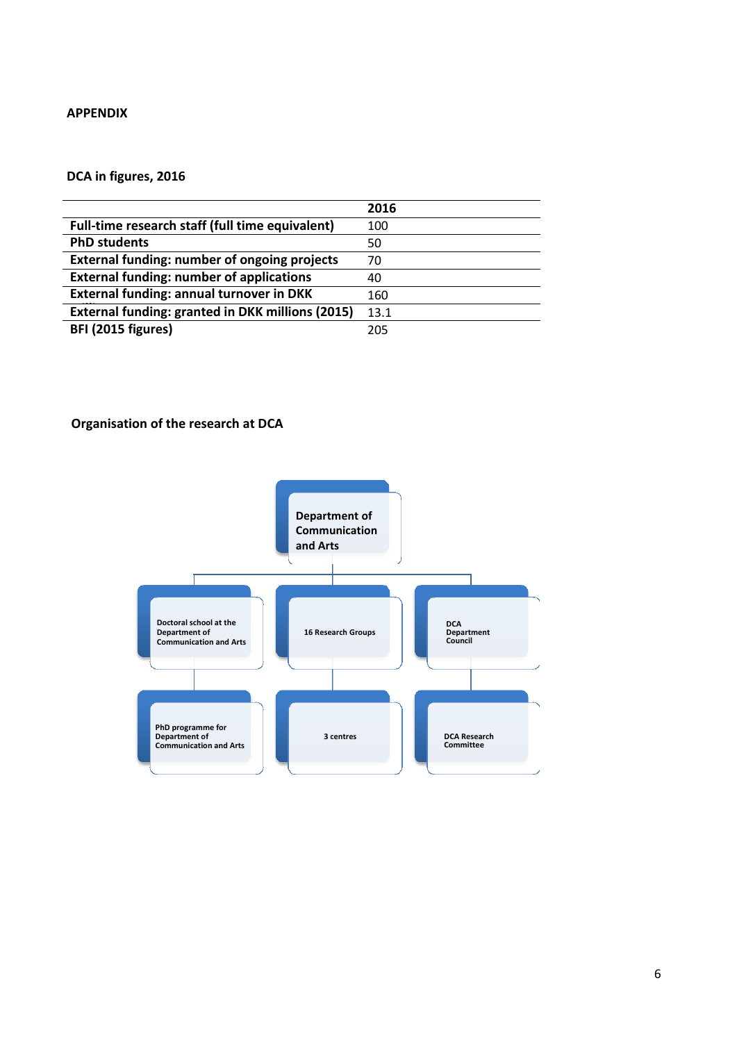**APPENDIX**

**DCA in figures, 2016**

| | 2016 |
|---|---|
| **Full-time research staff (full time equivalent)** | 100 |
| **PhD students** | 50 |
| **External funding: number of ongoing projects** | 70 |
| **External funding: number of applications** | 40 |
| **External funding: annual turnover in DKK** | 160 |
| **External funding: granted in DKK millions (2015)** | 13.1 |
| **BFI (2015 figures)** | 205 |

**Organisation of the research at DCA**

Department of Communication and Arts

- Doctoral school at the Department of Communication and Arts
  - PhD programme for Department of Communication and Arts
- 16 Research Groups
  - 3 centres
- DCA Department Council
  - DCA Research Committee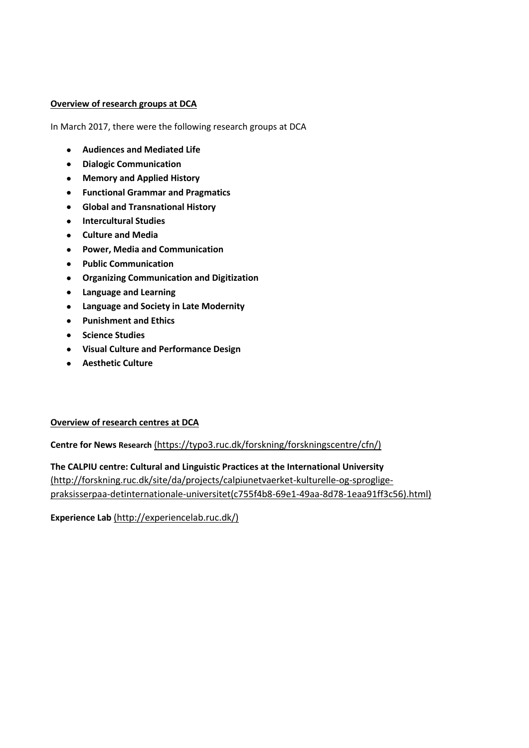**Overview of research groups at DCA**

In March 2017, there were the following research groups at DCA

- **Audiences and Mediated Life**
- **Dialogic Communication**
- **Memory and Applied History**
- **Functional Grammar and Pragmatics**
- **Global and Transnational History**
- **Intercultural Studies**
- **Culture and Media**
- **Power, Media and Communication**
- **Public Communication**
- **Organizing Communication and Digitization**
- **Language and Learning**
- **Language and Society in Late Modernity**
- **Punishment and Ethics**
- **Science Studies**
- **Visual Culture and Performance Design**
- **Aesthetic Culture**

**Overview of research centres at DCA**

**Centre for News Research** (https://typo3.ruc.dk/forskning/forskningscentre/cfn/)

**The CALPIU centre: Cultural and Linguistic Practices at the International University** (http://forskning.ruc.dk/site/da/projects/calpiunetvaerket-kulturelle-og-sproglige-praksisserpaa-detinternationale-universitet(c755f4b8-69e1-49aa-8d78-1eaa91ff3c56).html)

**Experience Lab** (http://experiencelab.ruc.dk/)